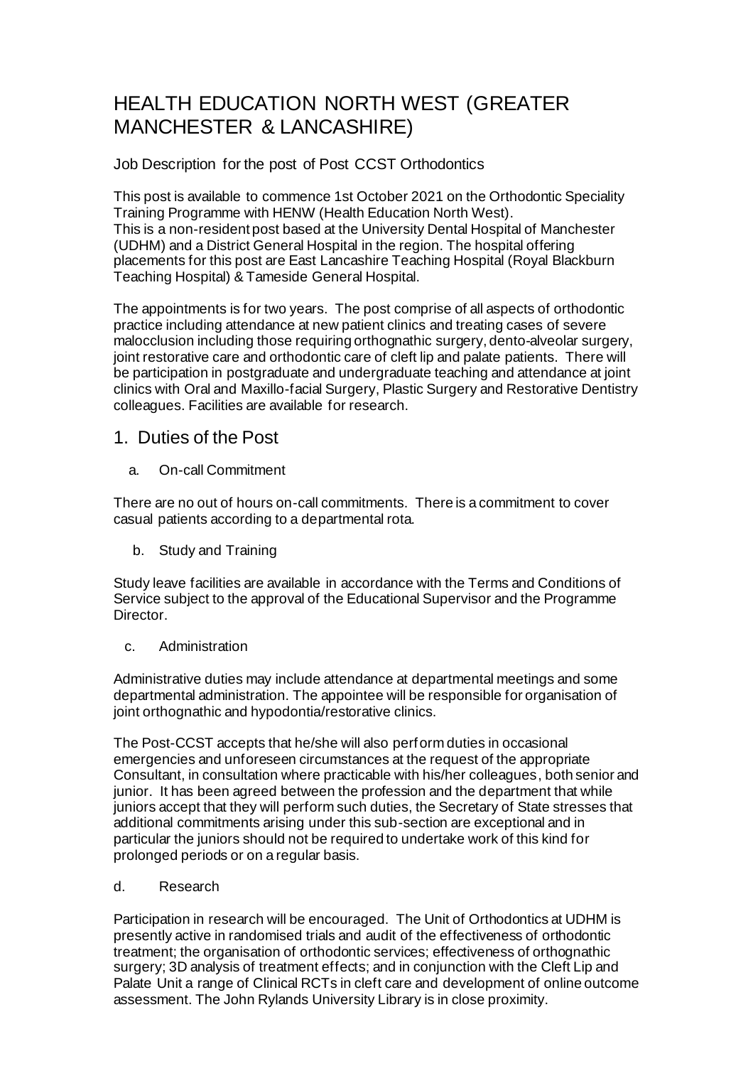# HEALTH EDUCATION NORTH WEST (GREATER MANCHESTER & LANCASHIRE)

Job Description for the post of Post CCST Orthodontics

This post is available to commence 1st October 2021 on the Orthodontic Speciality Training Programme with HENW (Health Education North West).
This is a non-resident post based at the University Dental Hospital of Manchester (UDHM) and a District General Hospital in the region. The hospital offering placements for this post are East Lancashire Teaching Hospital (Royal Blackburn Teaching Hospital) & Tameside General Hospital.

The appointments is for two years. The post comprise of all aspects of orthodontic practice including attendance at new patient clinics and treating cases of severe malocclusion including those requiring orthognathic surgery, dento-alveolar surgery, joint restorative care and orthodontic care of cleft lip and palate patients. There will be participation in postgraduate and undergraduate teaching and attendance at joint clinics with Oral and Maxillo-facial Surgery, Plastic Surgery and Restorative Dentistry colleagues. Facilities are available for research.

## 1. Duties of the Post

### a. On-call Commitment

There are no out of hours on-call commitments. There is a commitment to cover casual patients according to a departmental rota.

### b. Study and Training

Study leave facilities are available in accordance with the Terms and Conditions of Service subject to the approval of the Educational Supervisor and the Programme Director.

### c. Administration

Administrative duties may include attendance at departmental meetings and some departmental administration. The appointee will be responsible for organisation of joint orthognathic and hypodontia/restorative clinics.

The Post-CCST accepts that he/she will also perform duties in occasional emergencies and unforeseen circumstances at the request of the appropriate Consultant, in consultation where practicable with his/her colleagues, both senior and junior. It has been agreed between the profession and the department that while juniors accept that they will perform such duties, the Secretary of State stresses that additional commitments arising under this sub-section are exceptional and in particular the juniors should not be required to undertake work of this kind for prolonged periods or on a regular basis.

### d. Research

Participation in research will be encouraged. The Unit of Orthodontics at UDHM is presently active in randomised trials and audit of the effectiveness of orthodontic treatment; the organisation of orthodontic services; effectiveness of orthognathic surgery; 3D analysis of treatment effects; and in conjunction with the Cleft Lip and Palate Unit a range of Clinical RCTs in cleft care and development of online outcome assessment. The John Rylands University Library is in close proximity.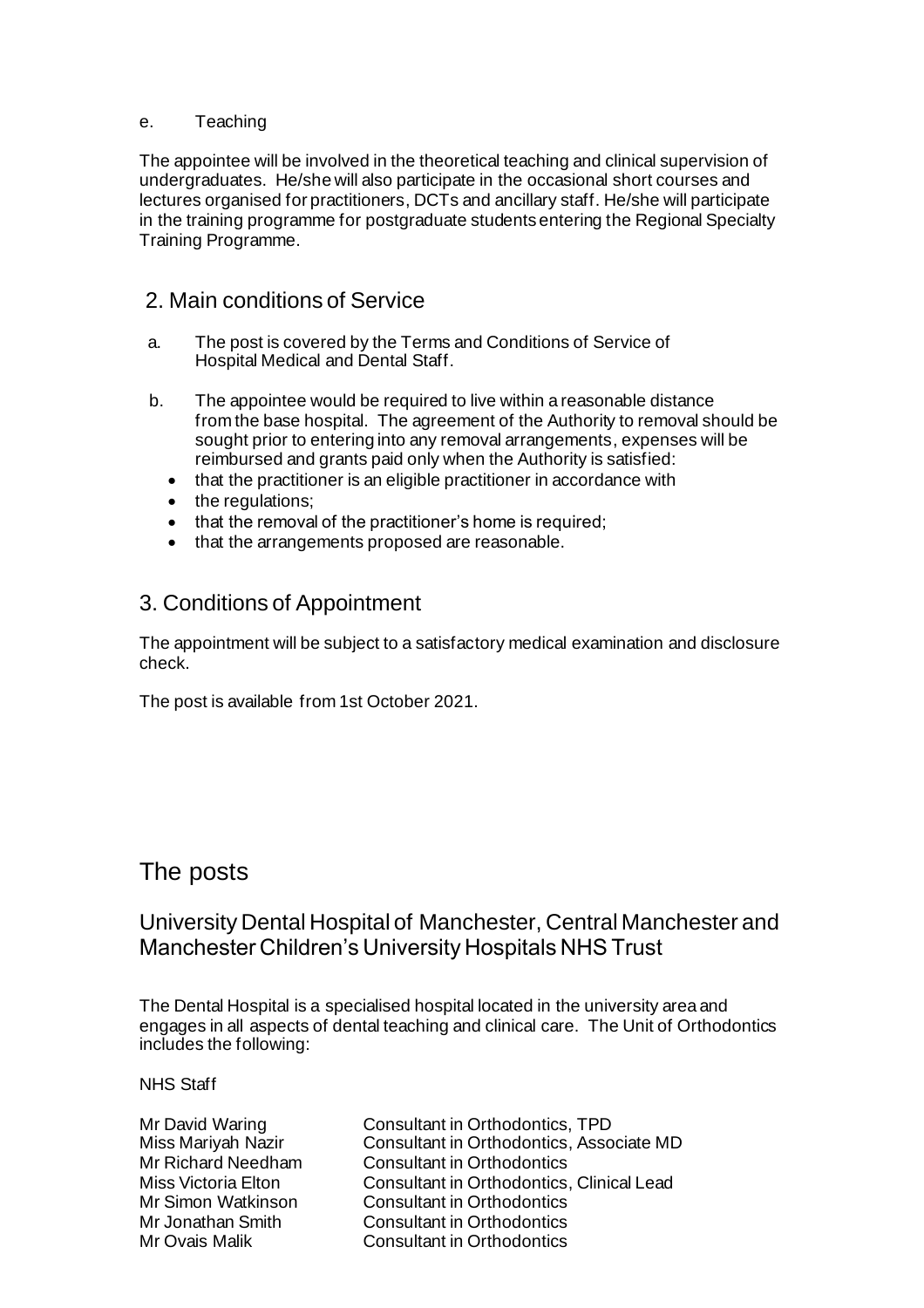e. Teaching

The appointee will be involved in the theoretical teaching and clinical supervision of undergraduates. He/she will also participate in the occasional short courses and lectures organised for practitioners, DCTs and ancillary staff. He/she will participate in the training programme for postgraduate students entering the Regional Specialty Training Programme.

## 2. Main conditions of Service

a. The post is covered by the Terms and Conditions of Service of Hospital Medical and Dental Staff.

b. The appointee would be required to live within a reasonable distance from the base hospital. The agreement of the Authority to removal should be sought prior to entering into any removal arrangements, expenses will be reimbursed and grants paid only when the Authority is satisfied:
   - that the practitioner is an eligible practitioner in accordance with
   - the regulations;
   - that the removal of the practitioner's home is required;
   - that the arrangements proposed are reasonable.

## 3. Conditions of Appointment

The appointment will be subject to a satisfactory medical examination and disclosure check.

The post is available from 1st October 2021.

# The posts

## University Dental Hospital of Manchester, Central Manchester and Manchester Children's University Hospitals NHS Trust

The Dental Hospital is a specialised hospital located in the university area and engages in all aspects of dental teaching and clinical care. The Unit of Orthodontics includes the following:

NHS Staff

| | |
|---|---|
| Mr David Waring | Consultant in Orthodontics, TPD |
| Miss Mariyah Nazir | Consultant in Orthodontics, Associate MD |
| Mr Richard Needham | Consultant in Orthodontics |
| Miss Victoria Elton | Consultant in Orthodontics, Clinical Lead |
| Mr Simon Watkinson | Consultant in Orthodontics |
| Mr Jonathan Smith | Consultant in Orthodontics |
| Mr Ovais Malik | Consultant in Orthodontics |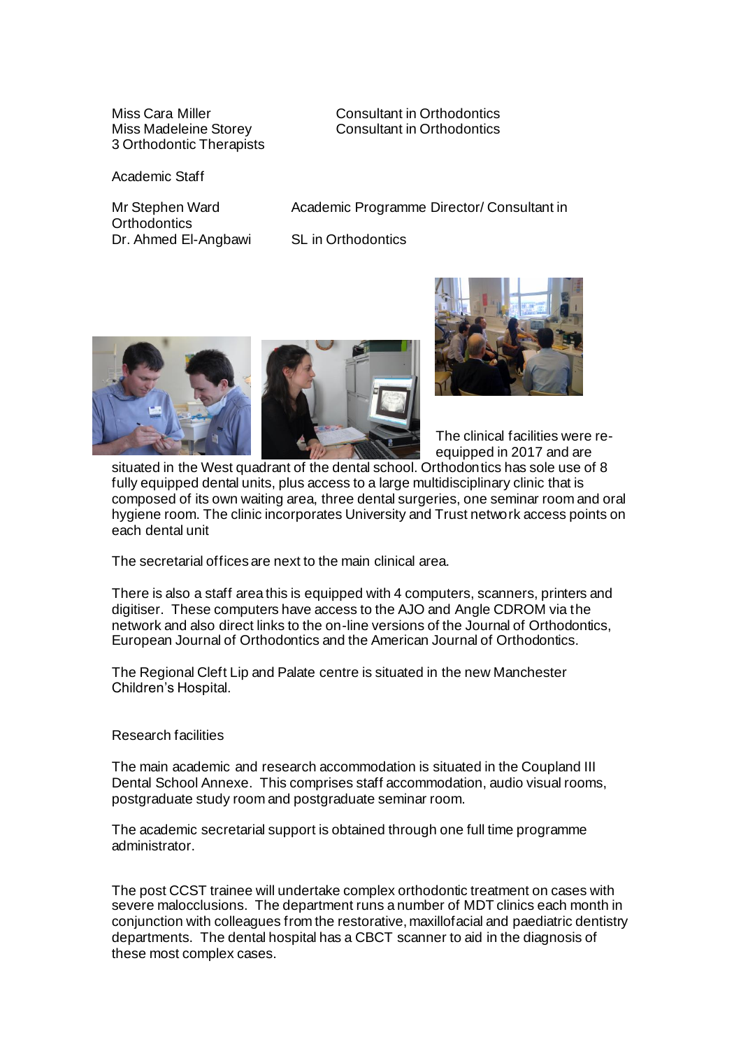| | |
|---|---|
| Miss Cara Miller | Consultant in Orthodontics |
| Miss Madeleine Storey | Consultant in Orthodontics |
| 3 Orthodontic Therapists | |

Academic Staff

| | |
|---|---|
| Mr Stephen Ward | Academic Programme Director/ Consultant in Orthodontics |
| Dr. Ahmed El-Angbawi | SL in Orthodontics |

The clinical facilities were re-equipped in 2017 and are situated in the West quadrant of the dental school. Orthodontics has sole use of 8 fully equipped dental units, plus access to a large multidisciplinary clinic that is composed of its own waiting area, three dental surgeries, one seminar room and oral hygiene room. The clinic incorporates University and Trust network access points on each dental unit

The secretarial offices are next to the main clinical area.

There is also a staff area this is equipped with 4 computers, scanners, printers and digitiser. These computers have access to the AJO and Angle CDROM via the network and also direct links to the on-line versions of the Journal of Orthodontics, European Journal of Orthodontics and the American Journal of Orthodontics.

The Regional Cleft Lip and Palate centre is situated in the new Manchester Children's Hospital.

Research facilities

The main academic and research accommodation is situated in the Coupland III Dental School Annexe. This comprises staff accommodation, audio visual rooms, postgraduate study room and postgraduate seminar room.

The academic secretarial support is obtained through one full time programme administrator.

The post CCST trainee will undertake complex orthodontic treatment on cases with severe malocclusions. The department runs a number of MDT clinics each month in conjunction with colleagues from the restorative, maxillofacial and paediatric dentistry departments. The dental hospital has a CBCT scanner to aid in the diagnosis of these most complex cases.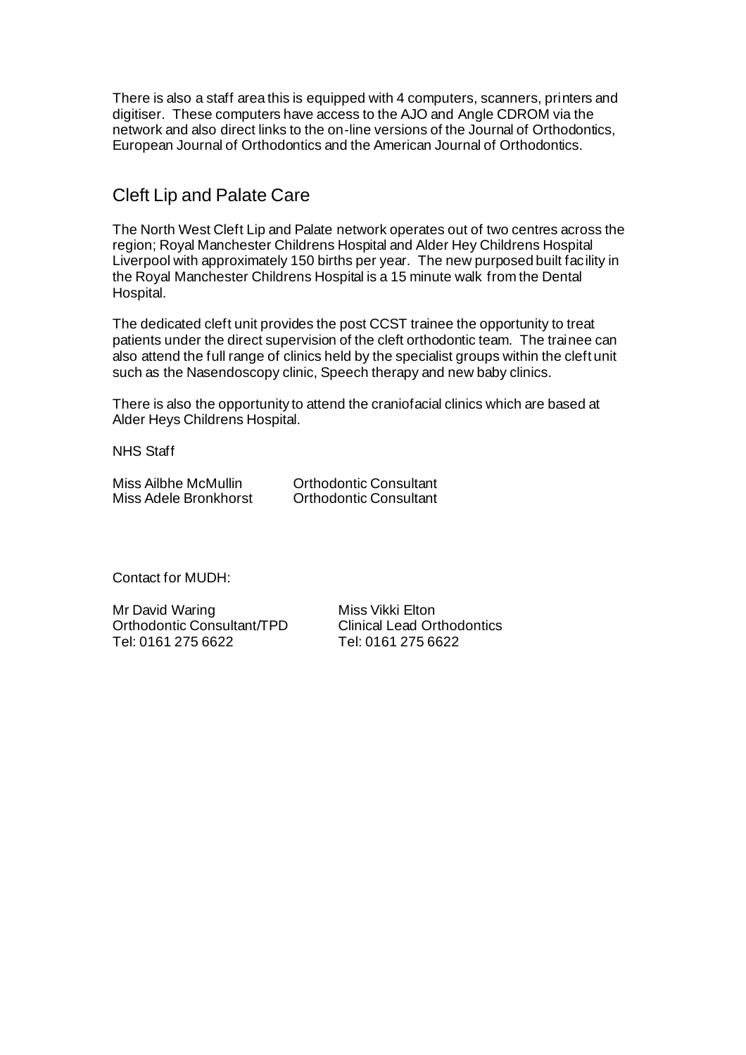There is also a staff area this is equipped with 4 computers, scanners, printers and digitiser. These computers have access to the AJO and Angle CDROM via the network and also direct links to the on-line versions of the Journal of Orthodontics, European Journal of Orthodontics and the American Journal of Orthodontics.

## Cleft Lip and Palate Care

The North West Cleft Lip and Palate network operates out of two centres across the region; Royal Manchester Childrens Hospital and Alder Hey Childrens Hospital Liverpool with approximately 150 births per year. The new purposed built facility in the Royal Manchester Childrens Hospital is a 15 minute walk from the Dental Hospital.

The dedicated cleft unit provides the post CCST trainee the opportunity to treat patients under the direct supervision of the cleft orthodontic team. The trainee can also attend the full range of clinics held by the specialist groups within the cleft unit such as the Nasendoscopy clinic, Speech therapy and new baby clinics.

There is also the opportunity to attend the craniofacial clinics which are based at Alder Heys Childrens Hospital.

NHS Staff

| | |
|---|---|
| Miss Ailbhe McMullin | Orthodontic Consultant |
| Miss Adele Bronkhorst | Orthodontic Consultant |

Contact for MUDH:

| | |
|---|---|
| Mr David Waring | Miss Vikki Elton |
| Orthodontic Consultant/TPD | Clinical Lead Orthodontics |
| Tel: 0161 275 6622 | Tel: 0161 275 6622 |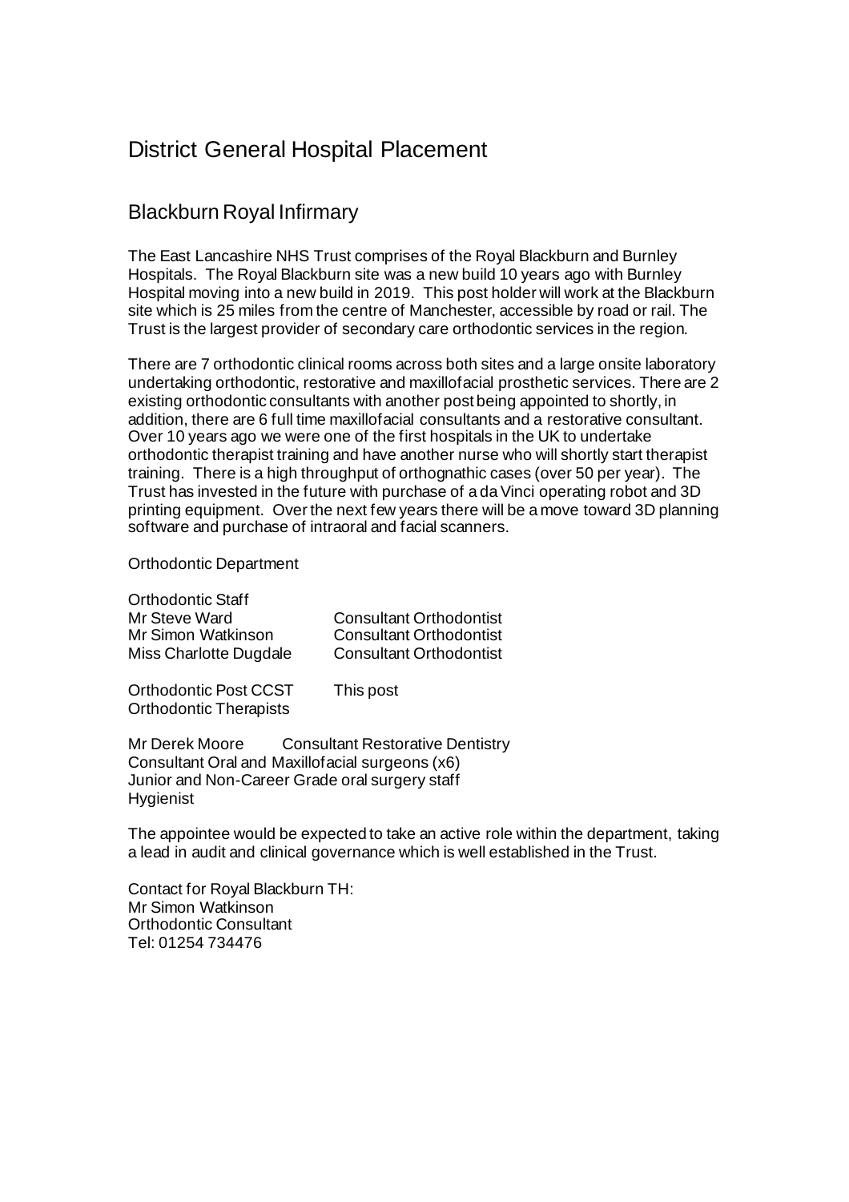# District General Hospital Placement

## Blackburn Royal Infirmary

The East Lancashire NHS Trust comprises of the Royal Blackburn and Burnley Hospitals. The Royal Blackburn site was a new build 10 years ago with Burnley Hospital moving into a new build in 2019. This post holder will work at the Blackburn site which is 25 miles from the centre of Manchester, accessible by road or rail. The Trust is the largest provider of secondary care orthodontic services in the region.

There are 7 orthodontic clinical rooms across both sites and a large onsite laboratory undertaking orthodontic, restorative and maxillofacial prosthetic services. There are 2 existing orthodontic consultants with another post being appointed to shortly, in addition, there are 6 full time maxillofacial consultants and a restorative consultant. Over 10 years ago we were one of the first hospitals in the UK to undertake orthodontic therapist training and have another nurse who will shortly start therapist training. There is a high throughput of orthognathic cases (over 50 per year). The Trust has invested in the future with purchase of a da Vinci operating robot and 3D printing equipment. Over the next few years there will be a move toward 3D planning software and purchase of intraoral and facial scanners.

Orthodontic Department

Orthodontic Staff

| | |
|---|---|
| Mr Steve Ward | Consultant Orthodontist |
| Mr Simon Watkinson | Consultant Orthodontist |
| Miss Charlotte Dugdale | Consultant Orthodontist |
| Orthodontic Post CCST | This post |
| Orthodontic Therapists | |

Mr Derek Moore Consultant Restorative Dentistry
Consultant Oral and Maxillofacial surgeons (x6)
Junior and Non-Career Grade oral surgery staff
Hygienist

The appointee would be expected to take an active role within the department, taking a lead in audit and clinical governance which is well established in the Trust.

Contact for Royal Blackburn TH:
Mr Simon Watkinson
Orthodontic Consultant
Tel: 01254 734476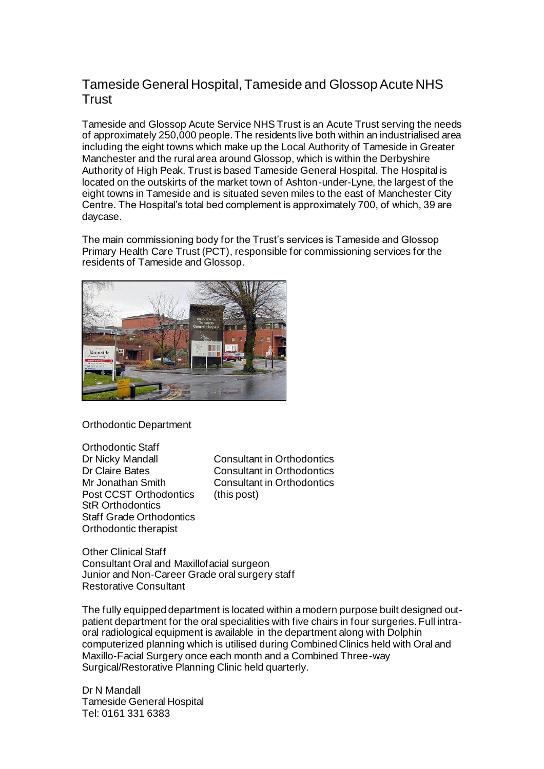# Tameside General Hospital, Tameside and Glossop Acute NHS Trust

Tameside and Glossop Acute Service NHS Trust is an Acute Trust serving the needs of approximately 250,000 people. The residents live both within an industrialised area including the eight towns which make up the Local Authority of Tameside in Greater Manchester and the rural area around Glossop, which is within the Derbyshire Authority of High Peak. Trust is based Tameside General Hospital. The Hospital is located on the outskirts of the market town of Ashton-under-Lyne, the largest of the eight towns in Tameside and is situated seven miles to the east of Manchester City Centre. The Hospital's total bed complement is approximately 700, of which, 39 are daycase.

The main commissioning body for the Trust's services is Tameside and Glossop Primary Health Care Trust (PCT), responsible for commissioning services for the residents of Tameside and Glossop.

Orthodontic Department

Orthodontic Staff

| | |
|---|---|
| Dr Nicky Mandall | Consultant in Orthodontics |
| Dr Claire Bates | Consultant in Orthodontics |
| Mr Jonathan Smith | Consultant in Orthodontics |
| Post CCST Orthodontics | (this post) |
| StR Orthodontics | |
| Staff Grade Orthodontics | |
| Orthodontic therapist | |

Other Clinical Staff
Consultant Oral and Maxillofacial surgeon
Junior and Non-Career Grade oral surgery staff
Restorative Consultant

The fully equipped department is located within a modern purpose built designed out-patient department for the oral specialities with five chairs in four surgeries. Full intra-oral radiological equipment is available in the department along with Dolphin computerized planning which is utilised during Combined Clinics held with Oral and Maxillo-Facial Surgery once each month and a Combined Three-way Surgical/Restorative Planning Clinic held quarterly.

Dr N Mandall
Tameside General Hospital
Tel: 0161 331 6383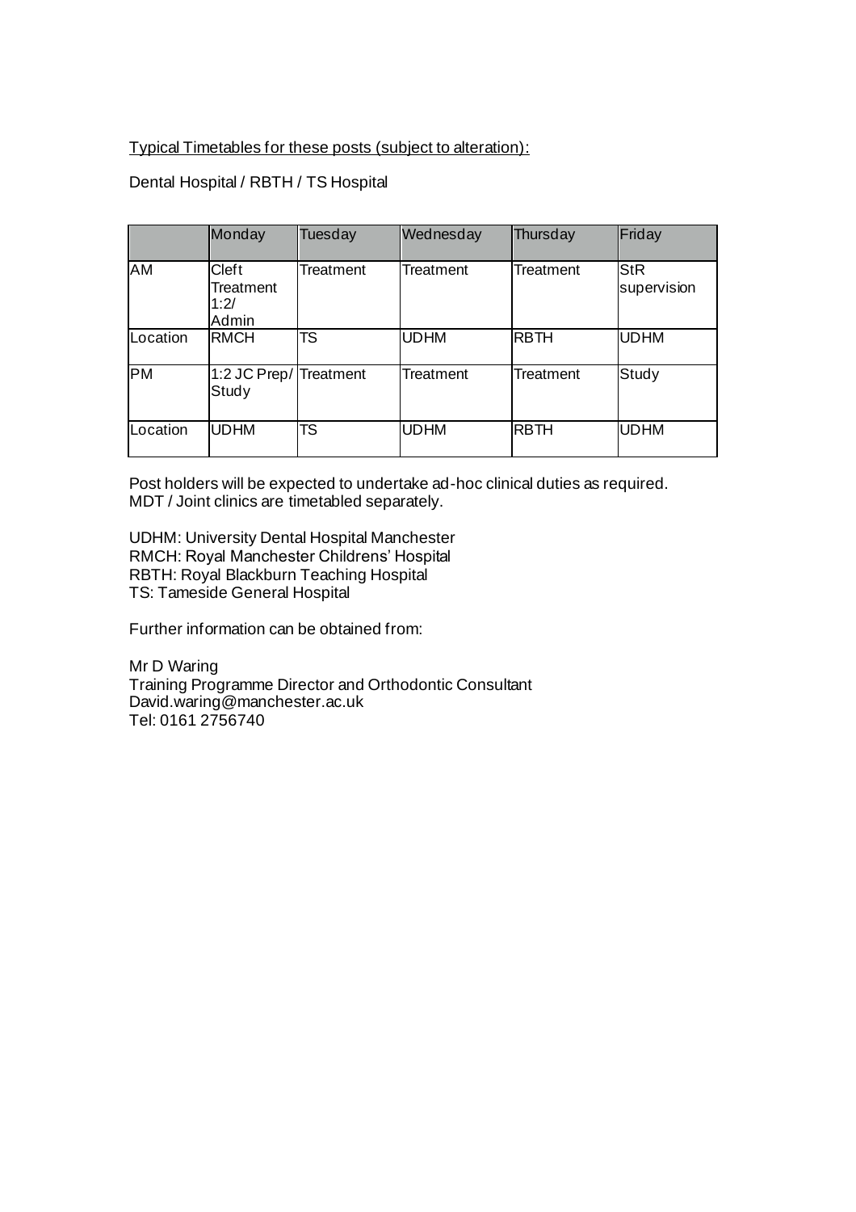Typical Timetables for these posts (subject to alteration):

Dental Hospital / RBTH / TS Hospital

| | Monday | Tuesday | Wednesday | Thursday | Friday |
|---|---|---|---|---|---|
| AM | Cleft Treatment 1:2/ Admin | Treatment | Treatment | Treatment | StR supervision |
| Location | RMCH | TS | UDHM | RBTH | UDHM |
| PM | 1:2 JC Prep/ Study | Treatment | Treatment | Treatment | Study |
| Location | UDHM | TS | UDHM | RBTH | UDHM |

Post holders will be expected to undertake ad-hoc clinical duties as required.
MDT / Joint clinics are timetabled separately.

UDHM: University Dental Hospital Manchester
RMCH: Royal Manchester Childrens' Hospital
RBTH: Royal Blackburn Teaching Hospital
TS: Tameside General Hospital

Further information can be obtained from:

Mr D Waring
Training Programme Director and Orthodontic Consultant
David.waring@manchester.ac.uk
Tel: 0161 2756740